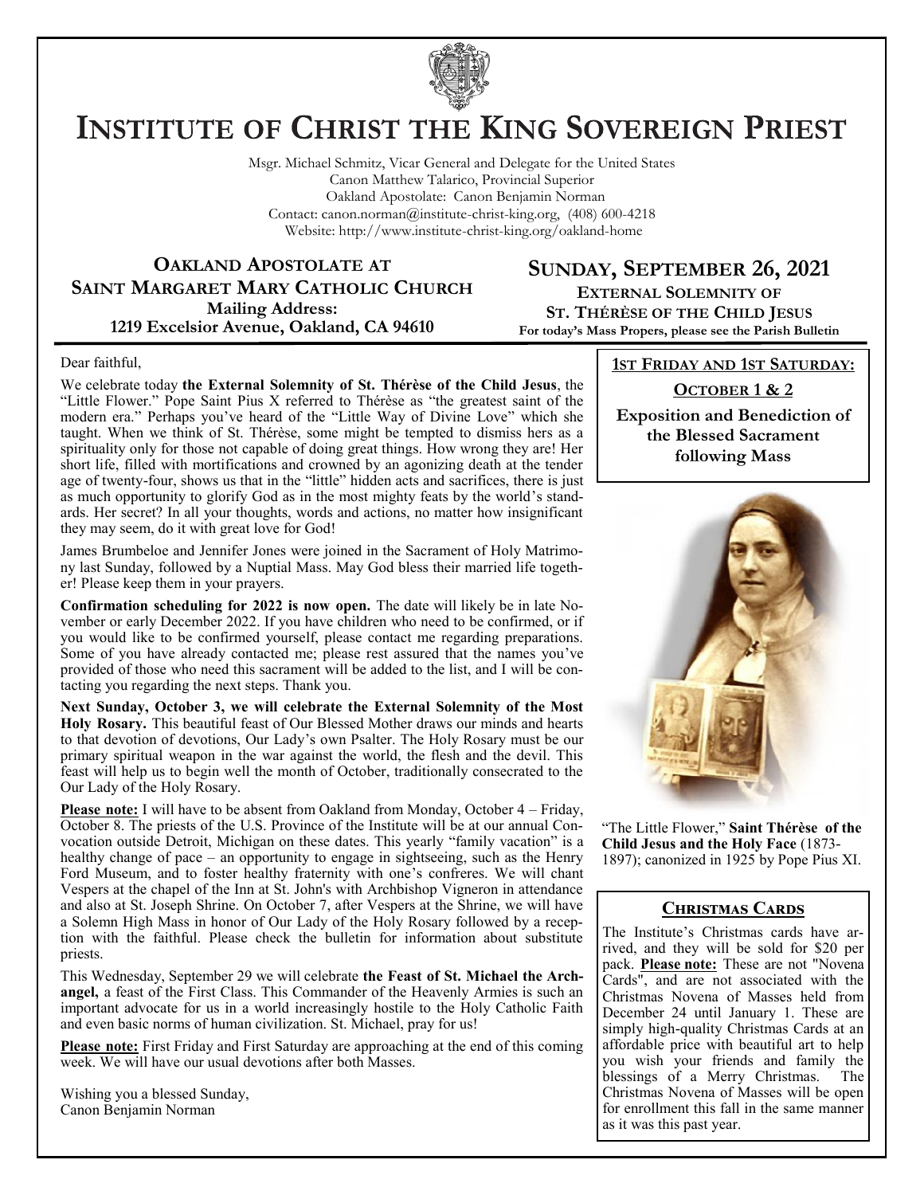# INSTITUTE OF CHRIST THE KING SOVEREIGN PRIEST

Msgr. Michael Schmitz, Vicar General and Delegate for the United States
Canon Matthew Talarico, Provincial Superior
Oakland Apostolate: Canon Benjamin Norman
Contact: canon.norman@institute-christ-king.org, (408) 600-4218
Website: http://www.institute-christ-king.org/oakland-home

## OAKLAND APOSTOLATE AT SAINT MARGARET MARY CATHOLIC CHURCH

**Mailing Address:**
**1219 Excelsior Avenue, Oakland, CA 94610**

## SUNDAY, SEPTEMBER 26, 2021

**EXTERNAL SOLEMNITY OF ST. THÉRÈSE OF THE CHILD JESUS**
**For today's Mass Propers, please see the Parish Bulletin**

Dear faithful,

We celebrate today **the External Solemnity of St. Thérèse of the Child Jesus**, the "Little Flower." Pope Saint Pius X referred to Thérèse as "the greatest saint of the modern era." Perhaps you've heard of the "Little Way of Divine Love" which she taught. When we think of St. Thérèse, some might be tempted to dismiss hers as a spirituality only for those not capable of doing great things. How wrong they are! Her short life, filled with mortifications and crowned by an agonizing death at the tender age of twenty-four, shows us that in the "little" hidden acts and sacrifices, there is just as much opportunity to glorify God as in the most mighty feats by the world's standards. Her secret? In all your thoughts, words and actions, no matter how insignificant they may seem, do it with great love for God!

James Brumbeloe and Jennifer Jones were joined in the Sacrament of Holy Matrimony last Sunday, followed by a Nuptial Mass. May God bless their married life together! Please keep them in your prayers.

**Confirmation scheduling for 2022 is now open.** The date will likely be in late November or early December 2022. If you have children who need to be confirmed, or if you would like to be confirmed yourself, please contact me regarding preparations. Some of you have already contacted me; please rest assured that the names you've provided of those who need this sacrament will be added to the list, and I will be contacting you regarding the next steps. Thank you.

**Next Sunday, October 3, we will celebrate the External Solemnity of the Most Holy Rosary.** This beautiful feast of Our Blessed Mother draws our minds and hearts to that devotion of devotions, Our Lady's own Psalter. The Holy Rosary must be our primary spiritual weapon in the war against the world, the flesh and the devil. This feast will help us to begin well the month of October, traditionally consecrated to the Our Lady of the Holy Rosary.

**Please note:** I will have to be absent from Oakland from Monday, October 4 – Friday, October 8. The priests of the U.S. Province of the Institute will be at our annual Convocation outside Detroit, Michigan on these dates. This yearly "family vacation" is a healthy change of pace – an opportunity to engage in sightseeing, such as the Henry Ford Museum, and to foster healthy fraternity with one's confreres. We will chant Vespers at the chapel of the Inn at St. John's with Archbishop Vigneron in attendance and also at St. Joseph Shrine. On October 7, after Vespers at the Shrine, we will have a Solemn High Mass in honor of Our Lady of the Holy Rosary followed by a reception with the faithful. Please check the bulletin for information about substitute priests.

This Wednesday, September 29 we will celebrate **the Feast of St. Michael the Archangel,** a feast of the First Class. This Commander of the Heavenly Armies is such an important advocate for us in a world increasingly hostile to the Holy Catholic Faith and even basic norms of human civilization. St. Michael, pray for us!

**Please note:** First Friday and First Saturday are approaching at the end of this coming week. We will have our usual devotions after both Masses.

Wishing you a blessed Sunday,
Canon Benjamin Norman

---

**1ST FRIDAY AND 1ST SATURDAY:**

**OCTOBER 1 & 2**

**Exposition and Benediction of the Blessed Sacrament following Mass**

---

"The Little Flower," **Saint Thérèse of the Child Jesus and the Holy Face** (1873-1897); canonized in 1925 by Pope Pius XI.

---

### CHRISTMAS CARDS

The Institute's Christmas cards have arrived, and they will be sold for $20 per pack. **Please note:** These are not "Novena Cards", and are not associated with the Christmas Novena of Masses held from December 24 until January 1. These are simply high-quality Christmas Cards at an affordable price with beautiful art to help you wish your friends and family the blessings of a Merry Christmas. The Christmas Novena of Masses will be open for enrollment this fall in the same manner as it was this past year.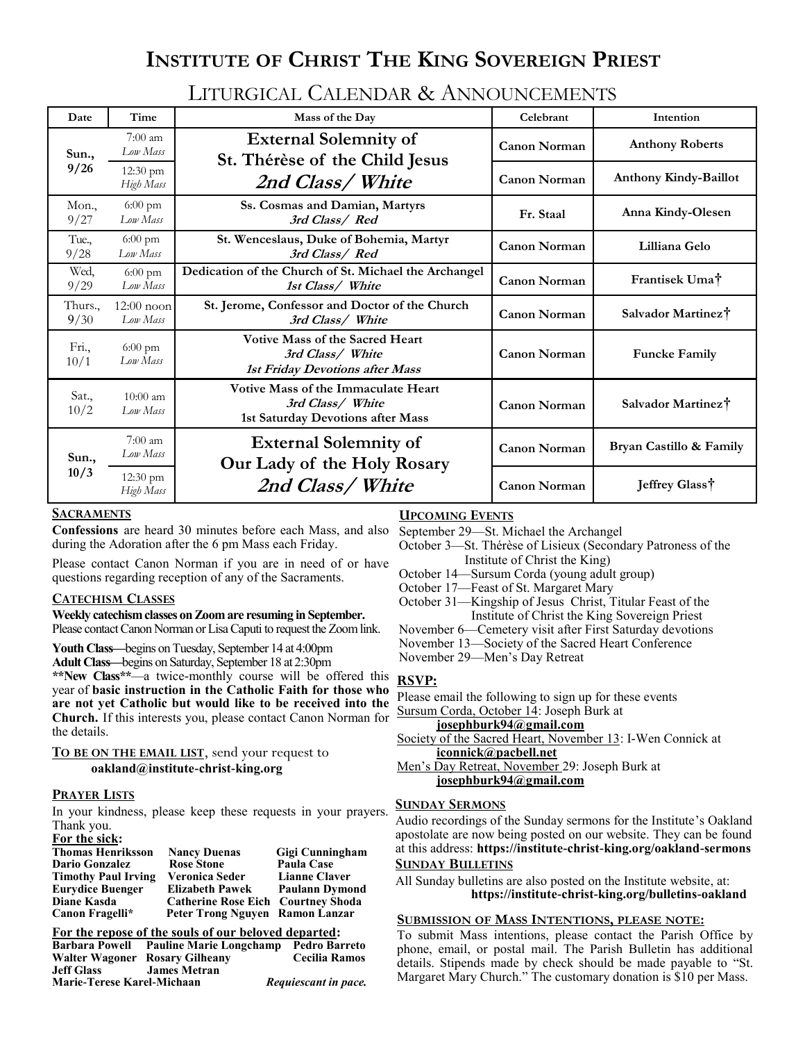# Institute of Christ The King Sovereign Priest

## Liturgical Calendar & Announcements

| Date | Time | Mass of the Day | Celebrant | Intention |
|---|---|---|---|---|
| **Sun., 9/26** | 7:00 am *Low Mass* | **External Solemnity of St. Thérèse of the Child Jesus** ***2nd Class/ White*** | **Canon Norman** | **Anthony Roberts** |
| | 12:30 pm *High Mass* | | **Canon Norman** | **Anthony Kindy-Baillot** |
| Mon., 9/27 | 6:00 pm *Low Mass* | **Ss. Cosmas and Damian, Martyrs** ***3rd Class/ Red*** | **Fr. Staal** | **Anna Kindy-Olesen** |
| Tue., 9/28 | 6:00 pm *Low Mass* | **St. Wenceslaus, Duke of Bohemia, Martyr** ***3rd Class/ Red*** | **Canon Norman** | **Lilliana Gelo** |
| Wed, 9/29 | 6:00 pm *Low Mass* | **Dedication of the Church of St. Michael the Archangel** ***1st Class/ White*** | **Canon Norman** | **Frantisek Uma†** |
| Thurs., 9/30 | 12:00 noon *Low Mass* | **St. Jerome, Confessor and Doctor of the Church** ***3rd Class/ White*** | **Canon Norman** | **Salvador Martinez†** |
| Fri., 10/1 | 6:00 pm *Low Mass* | **Votive Mass of the Sacred Heart** ***3rd Class/ White*** ***1st Friday Devotions after Mass*** | **Canon Norman** | **Funcke Family** |
| Sat., 10/2 | 10:00 am *Low Mass* | **Votive Mass of the Immaculate Heart** ***3rd Class/ White*** **1st Saturday Devotions after Mass** | **Canon Norman** | **Salvador Martinez†** |
| **Sun., 10/3** | 7:00 am *Low Mass* | **External Solemnity of Our Lady of the Holy Rosary** ***2nd Class/ White*** | **Canon Norman** | **Bryan Castillo & Family** |
| | 12:30 pm *High Mass* | | **Canon Norman** | **Jeffrey Glass†** |

### Sacraments

**Confessions** are heard 30 minutes before each Mass, and also during the Adoration after the 6 pm Mass each Friday.

Please contact Canon Norman if you are in need of or have questions regarding reception of any of the Sacraments.

### Catechism Classes

**Weekly catechism classes on Zoom are resuming in September.** Please contact Canon Norman or Lisa Caputi to request the Zoom link.

**Youth Class**—begins on Tuesday, September 14 at 4:00pm

**Adult Class**—begins on Saturday, September 18 at 2:30pm

****New Class****—a twice-monthly course will be offered this year of **basic instruction in the Catholic Faith for those who are not yet Catholic but would like to be received into the Church.** If this interests you, please contact Canon Norman for the details.

**To be on the email list**, send your request to **oakland@institute-christ-king.org**

### Prayer Lists

In your kindness, please keep these requests in your prayers. Thank you.

**For the sick:**

**Thomas Henriksson, Nancy Duenas, Gigi Cunningham, Dario Gonzalez, Rose Stone, Paula Case, Timothy Paul Irving, Veronica Seder, Lianne Claver, Eurydice Buenger, Elizabeth Pawek, Paulann Dymond, Diane Kasda, Catherine Rose Eich, Courtney Shoda, Canon Fragelli*, Peter Trong Nguyen, Ramon Lanzar**

**For the repose of the souls of our beloved departed:**

**Barbara Powell, Pauline Marie Longchamp, Pedro Barreto, Walter Wagoner, Rosary Gilheany, Cecilia Ramos, Jeff Glass, James Metran, Marie-Terese Karel-Michaan**

*Requiescant in pace.*

### Upcoming Events

September 29—St. Michael the Archangel
October 3—St. Thérèse of Lisieux (Secondary Patroness of the Institute of Christ the King)
October 14—Sursum Corda (young adult group)
October 17—Feast of St. Margaret Mary
October 31—Kingship of Jesus Christ, Titular Feast of the Institute of Christ the King Sovereign Priest
November 6—Cemetery visit after First Saturday devotions
November 13—Society of the Sacred Heart Conference
November 29—Men's Day Retreat

### RSVP:

Please email the following to sign up for these events

Sursum Corda, October 14: Joseph Burk at **josephburk94@gmail.com**

Society of the Sacred Heart, November 13: I-Wen Connick at **iconnick@pacbell.net**

Men's Day Retreat, November 29: Joseph Burk at **josephburk94@gmail.com**

### Sunday Sermons

Audio recordings of the Sunday sermons for the Institute's Oakland apostolate are now being posted on our website. They can be found at this address: **https://institute-christ-king.org/oakland-sermons**

### Sunday Bulletins

All Sunday bulletins are also posted on the Institute website, at: **https://institute-christ-king.org/bulletins-oakland**

### Submission of Mass Intentions, please note:

To submit Mass intentions, please contact the Parish Office by phone, email, or postal mail. The Parish Bulletin has additional details. Stipends made by check should be made payable to "St. Margaret Mary Church." The customary donation is $10 per Mass.